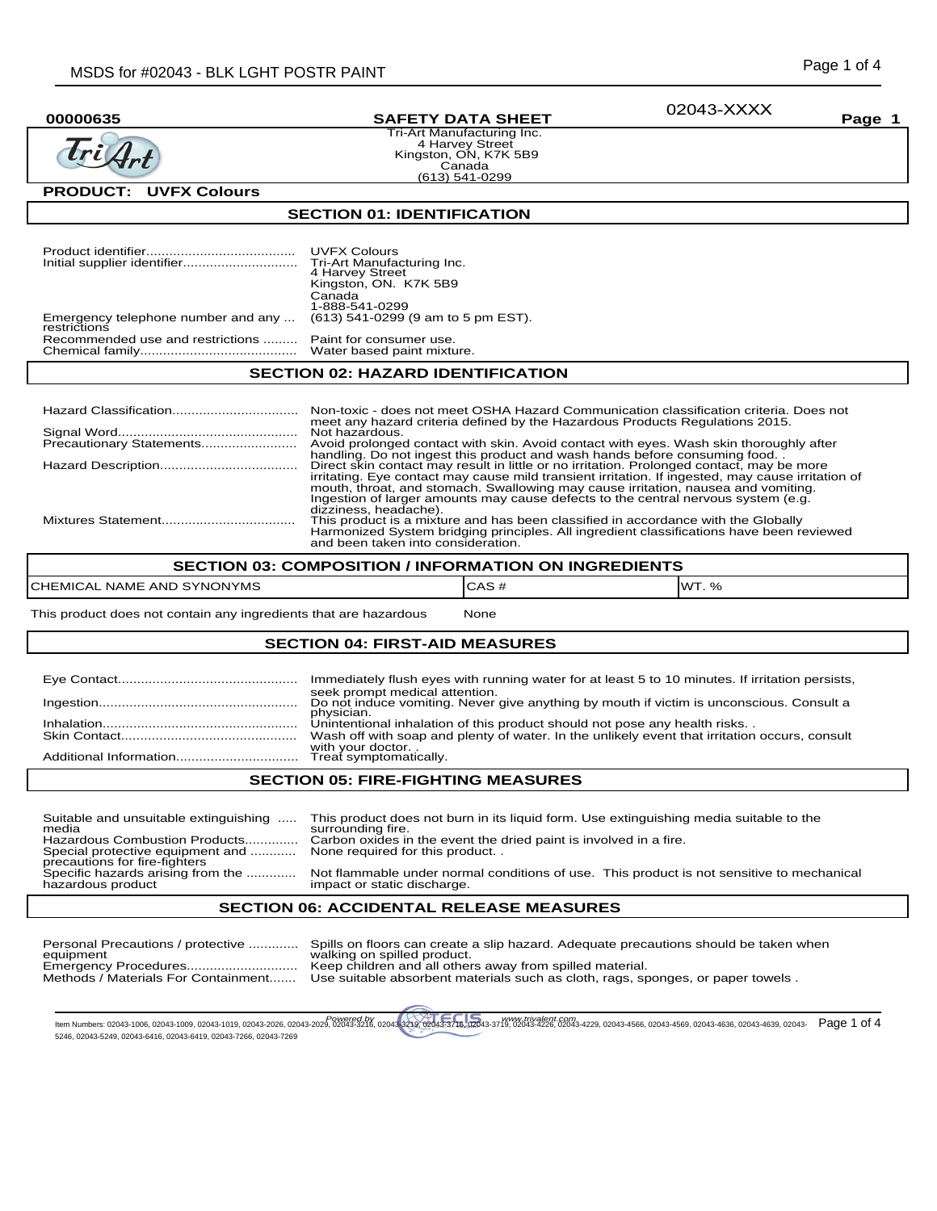00000635 | **SAFETY DATA SHEET** | 02043-XXXX | **Page 1**

Tri-Art Manufacturing Inc.
4 Harvey Street
Kingston, ON, K7K 5B9
Canada
(613) 541-0299

**PRODUCT: UVFX Colours**

## SECTION 01: IDENTIFICATION

| | |
|---|---|
| Product identifier | UVFX Colours |
| Initial supplier identifier | Tri-Art Manufacturing Inc.<br>4 Harvey Street<br>Kingston, ON. K7K 5B9<br>Canada<br>1-888-541-0299 |
| Emergency telephone number and any restrictions | (613) 541-0299 (9 am to 5 pm EST). |
| Recommended use and restrictions | Paint for consumer use. |
| Chemical family | Water based paint mixture. |

## SECTION 02: HAZARD IDENTIFICATION

| | |
|---|---|
| Hazard Classification | Non-toxic - does not meet OSHA Hazard Communication classification criteria. Does not meet any hazard criteria defined by the Hazardous Products Regulations 2015. |
| Signal Word | Not hazardous. |
| Precautionary Statements | Avoid prolonged contact with skin. Avoid contact with eyes. Wash skin thoroughly after handling. Do not ingest this product and wash hands before consuming food. . |
| Hazard Description | Direct skin contact may result in little or no irritation. Prolonged contact, may be more irritating. Eye contact may cause mild transient irritation. If ingested, may cause irritation of mouth, throat, and stomach. Swallowing may cause irritation, nausea and vomiting. Ingestion of larger amounts may cause defects to the central nervous system (e.g. dizziness, headache). |
| Mixtures Statement | This product is a mixture and has been classified in accordance with the Globally Harmonized System bridging principles. All ingredient classifications have been reviewed and been taken into consideration. |

## SECTION 03: COMPOSITION / INFORMATION ON INGREDIENTS

| CHEMICAL NAME AND SYNONYMS | CAS # | WT. % |
|---|---|---|
| This product does not contain any ingredients that are hazardous | None | |

## SECTION 04: FIRST-AID MEASURES

| | |
|---|---|
| Eye Contact | Immediately flush eyes with running water for at least 5 to 10 minutes. If irritation persists, seek prompt medical attention. |
| Ingestion | Do not induce vomiting. Never give anything by mouth if victim is unconscious. Consult a physician. |
| Inhalation | Unintentional inhalation of this product should not pose any health risks. . |
| Skin Contact | Wash off with soap and plenty of water. In the unlikely event that irritation occurs, consult with your doctor. . |
| Additional Information | Treat symptomatically. |

## SECTION 05: FIRE-FIGHTING MEASURES

| | |
|---|---|
| Suitable and unsuitable extinguishing media | This product does not burn in its liquid form. Use extinguishing media suitable to the surrounding fire. |
| Hazardous Combustion Products | Carbon oxides in the event the dried paint is involved in a fire. |
| Special protective equipment and precautions for fire-fighters | None required for this product. . |
| Specific hazards arising from the hazardous product | Not flammable under normal conditions of use. This product is not sensitive to mechanical impact or static discharge. |

## SECTION 06: ACCIDENTAL RELEASE MEASURES

| | |
|---|---|
| Personal Precautions / protective equipment | Spills on floors can create a slip hazard. Adequate precautions should be taken when walking on spilled product. |
| Emergency Procedures | Keep children and all others away from spilled material. |
| Methods / Materials For Containment | Use suitable absorbent materials such as cloth, rags, sponges, or paper towels . |

Item Numbers: 02043-1006, 02043-1009, 02043-1019, 02043-2026, 02043-2029, 02043-3216, 02043-3219, 02043-3716, 02043-3719, 02043-4226, 02043-4229, 02043-4566, 02043-4569, 02043-4636, 02043-4639, 02043-5246, 02043-5249, 02043-6416, 02043-6419, 02043-7266, 02043-7269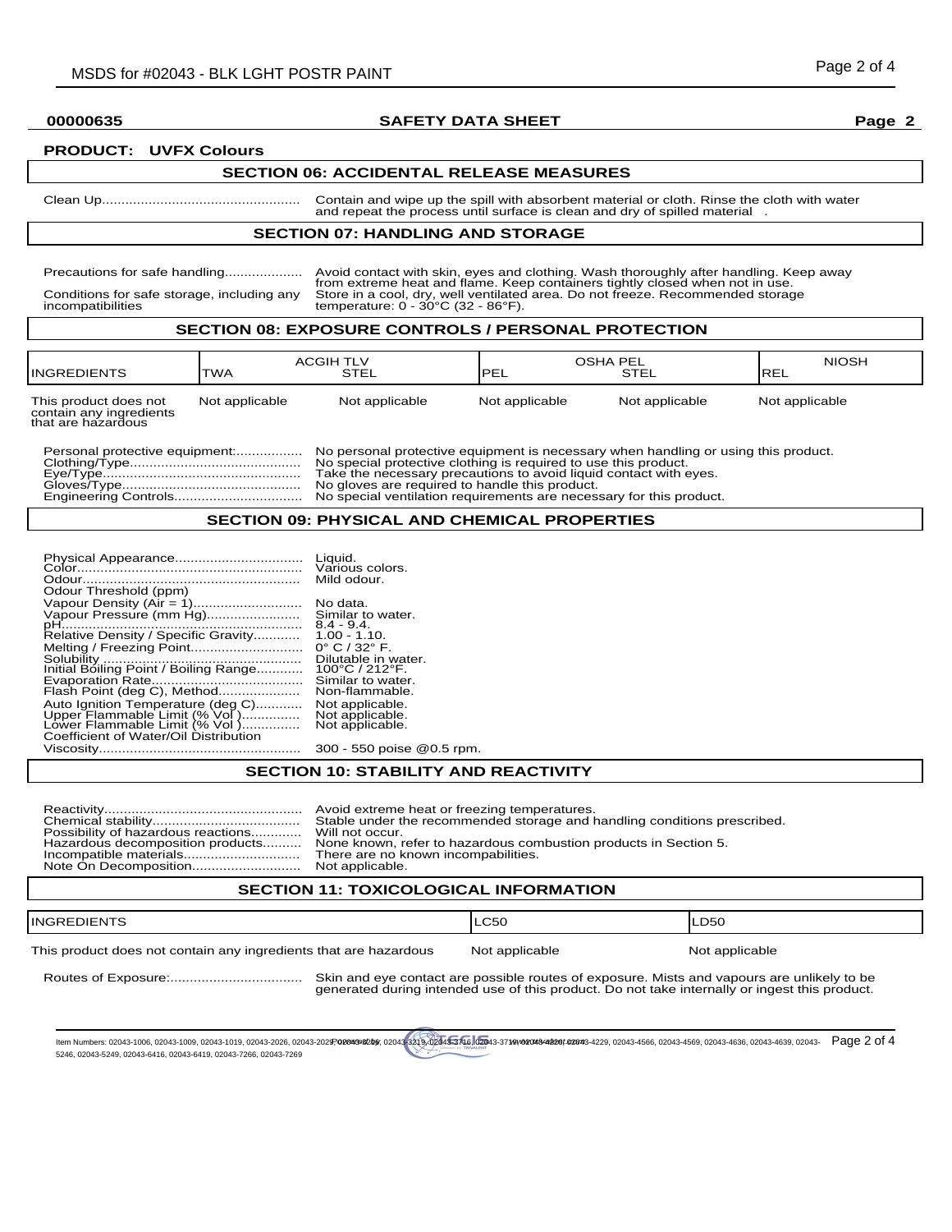**00000635** **SAFETY DATA SHEET** **Page 2**

**PRODUCT: UVFX Colours**

## SECTION 06: ACCIDENTAL RELEASE MEASURES

Clean Up.................................................. Contain and wipe up the spill with absorbent material or cloth. Rinse the cloth with water and repeat the process until surface is clean and dry of spilled material .

## SECTION 07: HANDLING AND STORAGE

Precautions for safe handling.................... Avoid contact with skin, eyes and clothing. Wash thoroughly after handling. Keep away from extreme heat and flame. Keep containers tightly closed when not in use.

Conditions for safe storage, including any incompatibilities: Store in a cool, dry, well ventilated area. Do not freeze. Recommended storage temperature: 0 - 30°C (32 - 86°F).

## SECTION 08: EXPOSURE CONTROLS / PERSONAL PROTECTION

| INGREDIENTS | ACGIH TLV | | OSHA PEL | | NIOSH |
|---|---|---|---|---|---|
| | TWA | STEL | PEL | STEL | REL |
| This product does not contain any ingredients that are hazardous | Not applicable | Not applicable | Not applicable | Not applicable | Not applicable |

Personal protective equipment:................. No personal protective equipment is necessary when handling or using this product.
Clothing/Type........................................... No special protective clothing is required to use this product.
Eye/Type.................................................. Take the necessary precautions to avoid liquid contact with eyes.
Gloves/Type............................................. No gloves are required to handle this product.
Engineering Controls................................ No special ventilation requirements are necessary for this product.

## SECTION 09: PHYSICAL AND CHEMICAL PROPERTIES

Physical Appearance................................ Liquid.
Color......................................................... Various colors.
Odour........................................................ Mild odour.
Odour Threshold (ppm)
Vapour Density (Air = 1)........................... No data.
Vapour Pressure (mm Hg)........................ Similar to water.
pH............................................................. 8.4 - 9.4.
Relative Density / Specific Gravity............ 1.00 - 1.10.
Melting / Freezing Point............................ 0° C / 32° F.
Solubility .................................................. Dilutable in water.
Initial Boiling Point / Boiling Range........... 100°C / 212°F.
Evaporation Rate...................................... Similar to water.
Flash Point (deg C), Method..................... Non-flammable.
Auto Ignition Temperature (deg C)............ Not applicable.
Upper Flammable Limit (% Vol )............... Not applicable.
Lower Flammable Limit (% Vol )............... Not applicable.
Coefficient of Water/Oil Distribution
Viscosity................................................... 300 - 550 poise @0.5 rpm.

## SECTION 10: STABILITY AND REACTIVITY

Reactivity.................................................. Avoid extreme heat or freezing temperatures.
Chemical stability...................................... Stable under the recommended storage and handling conditions prescribed.
Possibility of hazardous reactions............. Will not occur.
Hazardous decomposition products.......... None known, refer to hazardous combustion products in Section 5.
Incompatible materials.............................. There are no known incompatibilities.
Note On Decomposition............................ Not applicable.

## SECTION 11: TOXICOLOGICAL INFORMATION

| INGREDIENTS | LC50 | LD50 |
|---|---|---|
| This product does not contain any ingredients that are hazardous | Not applicable | Not applicable |

Routes of Exposure:.................................. Skin and eye contact are possible routes of exposure. Mists and vapours are unlikely to be generated during intended use of this product. Do not take internally or ingest this product.

Item Numbers: 02043-1006, 02043-1009, 02043-1019, 02043-2026, 02043-2029, 02043-3206, 02043-3219, 02043-3716, 02043-3719, 02043-4226, 02043-4229, 02043-4566, 02043-4569, 02043-4636, 02043-4639, 02043-5246, 02043-5249, 02043-6416, 02043-6419, 02043-7266, 02043-7269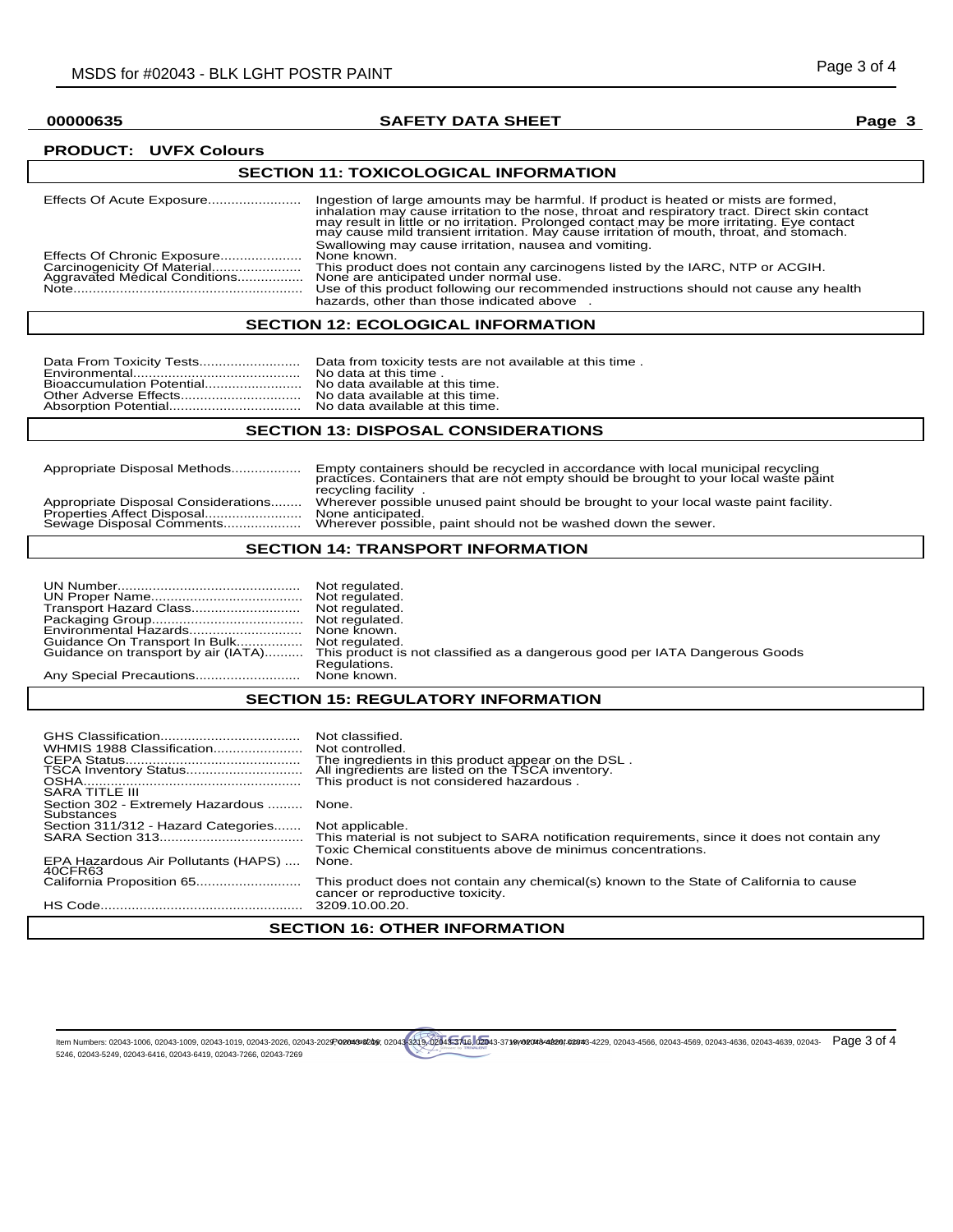**00000635** **SAFETY DATA SHEET**

**PRODUCT: UVFX Colours**

## SECTION 11: TOXICOLOGICAL INFORMATION

| | |
|---|---|
| Effects Of Acute Exposure | Ingestion of large amounts may be harmful. If product is heated or mists are formed, inhalation may cause irritation to the nose, throat and respiratory tract. Direct skin contact may result in little or no irritation. Prolonged contact may be more irritating. Eye contact may cause mild transient irritation. May cause irritation of mouth, throat, and stomach. Swallowing may cause irritation, nausea and vomiting. |
| Effects Of Chronic Exposure | None known. |
| Carcinogenicity Of Material | This product does not contain any carcinogens listed by the IARC, NTP or ACGIH. |
| Aggravated Medical Conditions | None are anticipated under normal use. |
| Note | Use of this product following our recommended instructions should not cause any health hazards, other than those indicated above . |

## SECTION 12: ECOLOGICAL INFORMATION

| | |
|---|---|
| Data From Toxicity Tests | Data from toxicity tests are not available at this time . |
| Environmental | No data at this time . |
| Bioaccumulation Potential | No data available at this time. |
| Other Adverse Effects | No data available at this time. |
| Absorption Potential | No data available at this time. |

## SECTION 13: DISPOSAL CONSIDERATIONS

| | |
|---|---|
| Appropriate Disposal Methods | Empty containers should be recycled in accordance with local municipal recycling practices. Containers that are not empty should be brought to your local waste paint recycling facility . |
| Appropriate Disposal Considerations | Wherever possible unused paint should be brought to your local waste paint facility. |
| Properties Affect Disposal | None anticipated. |
| Sewage Disposal Comments | Wherever possible, paint should not be washed down the sewer. |

## SECTION 14: TRANSPORT INFORMATION

| | |
|---|---|
| UN Number | Not regulated. |
| UN Proper Name | Not regulated. |
| Transport Hazard Class | Not regulated. |
| Packaging Group | Not regulated. |
| Environmental Hazards | None known. |
| Guidance On Transport In Bulk | Not regulated. |
| Guidance on transport by air (IATA) | This product is not classified as a dangerous good per IATA Dangerous Goods Regulations. |
| Any Special Precautions | None known. |

## SECTION 15: REGULATORY INFORMATION

| | |
|---|---|
| GHS Classification | Not classified. |
| WHMIS 1988 Classification | Not controlled. |
| CEPA Status | The ingredients in this product appear on the DSL . |
| TSCA Inventory Status | All ingredients are listed on the TSCA inventory. |
| OSHA | This product is not considered hazardous . |
| SARA TITLE III | |
| Section 302 - Extremely Hazardous Substances | None. |
| Section 311/312 - Hazard Categories | Not applicable. |
| SARA Section 313 | This material is not subject to SARA notification requirements, since it does not contain any Toxic Chemical constituents above de minimus concentrations. |
| EPA Hazardous Air Pollutants (HAPS) 40CFR63 | None. |
| California Proposition 65 | This product does not contain any chemical(s) known to the State of California to cause cancer or reproductive toxicity. |
| HS Code | 3209.10.00.20. |

## SECTION 16: OTHER INFORMATION

Item Numbers: 02043-1006, 02043-1009, 02043-1019, 02043-2026, 02043-2029, 02043-3206, 02043-3219, 02043-3716, 02043-3719, 02043-4226, 02043-4229, 02043-4566, 02043-4569, 02043-4636, 02043-4639, 02043-5246, 02043-5249, 02043-6416, 02043-6419, 02043-7266, 02043-7269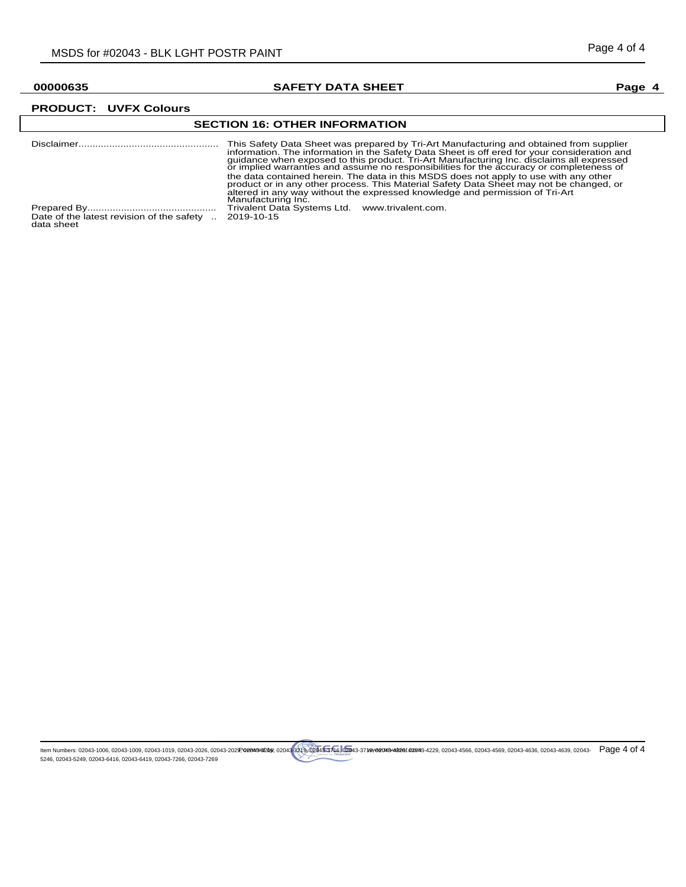**00000635** **SAFETY DATA SHEET** **Page 4**

**PRODUCT: UVFX Colours**

## SECTION 16: OTHER INFORMATION

| | |
|---|---|
| Disclaimer | This Safety Data Sheet was prepared by Tri-Art Manufacturing and obtained from supplier information. The information in the Safety Data Sheet is off ered for your consideration and guidance when exposed to this product. Tri-Art Manufacturing Inc. disclaims all expressed or implied warranties and assume no responsibilities for the accuracy or completeness of the data contained herein. The data in this MSDS does not apply to use with any other product or in any other process. This Material Safety Data Sheet may not be changed, or altered in any way without the expressed knowledge and permission of Tri-Art Manufacturing Inc. |
| Prepared By | Trivalent Data Systems Ltd. www.trivalent.com. |
| Date of the latest revision of the safety data sheet | 2019-10-15 |

Item Numbers: 02043-1006, 02043-1009, 02043-1019, 02043-2026, 02043-2029, 02043-3206, 02043-3219, 02043-3716, 02043-3719, 02043-4226, 02043-4229, 02043-4566, 02043-4569, 02043-4636, 02043-4639, 02043-5246, 02043-5249, 02043-6416, 02043-6419, 02043-7266, 02043-7269